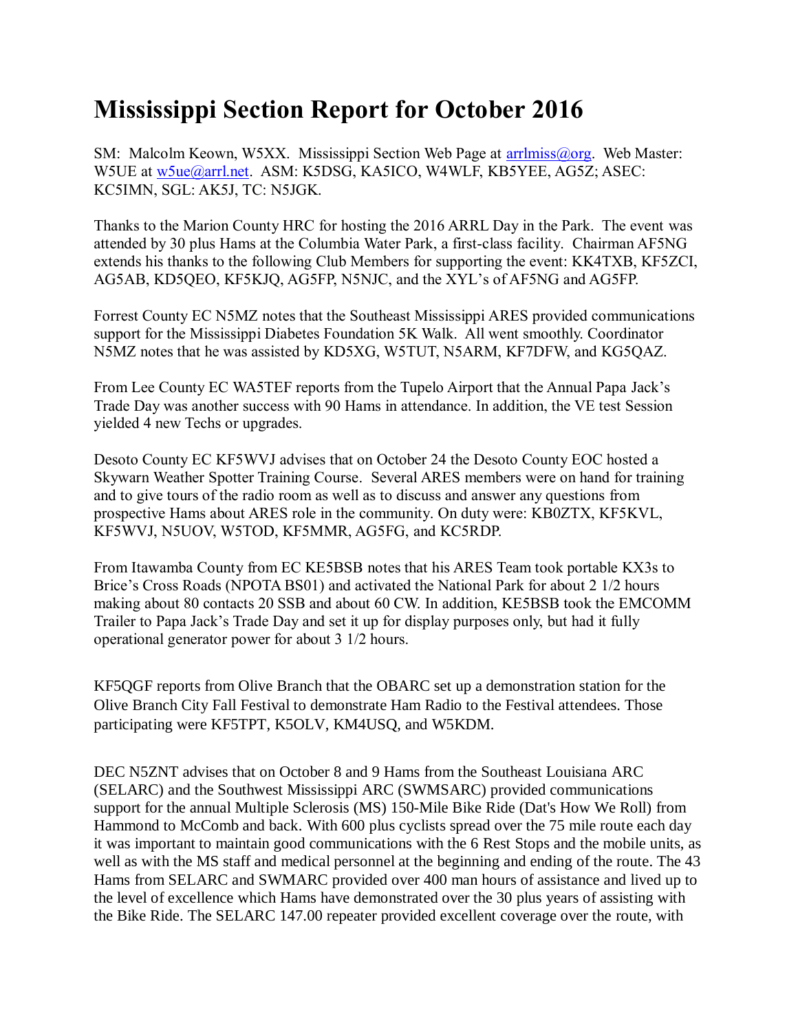# Mississippi Section Report for October 2016

SM: Malcolm Keown, W5XX. Mississippi Section Web Page at arrlmiss@org. Web Master: W5UE at w5ue@arrl.net. ASM: K5DSG, KA5ICO, W4WLF, KB5YEE, AG5Z; ASEC: KC5IMN, SGL: AK5J, TC: N5JGK.

Thanks to the Marion County HRC for hosting the 2016 ARRL Day in the Park. The event was attended by 30 plus Hams at the Columbia Water Park, a first-class facility. Chairman AF5NG extends his thanks to the following Club Members for supporting the event: KK4TXB, KF5ZCI, AG5AB, KD5QEO, KF5KJQ, AG5FP, N5NJC, and the XYL's of AF5NG and AG5FP.

Forrest County EC N5MZ notes that the Southeast Mississippi ARES provided communications support for the Mississippi Diabetes Foundation 5K Walk. All went smoothly. Coordinator N5MZ notes that he was assisted by KD5XG, W5TUT, N5ARM, KF7DFW, and KG5QAZ.

From Lee County EC WA5TEF reports from the Tupelo Airport that the Annual Papa Jack's Trade Day was another success with 90 Hams in attendance. In addition, the VE test Session yielded 4 new Techs or upgrades.

Desoto County EC KF5WVJ advises that on October 24 the Desoto County EOC hosted a Skywarn Weather Spotter Training Course. Several ARES members were on hand for training and to give tours of the radio room as well as to discuss and answer any questions from prospective Hams about ARES role in the community. On duty were: KB0ZTX, KF5KVL, KF5WVJ, N5UOV, W5TOD, KF5MMR, AG5FG, and KC5RDP.

From Itawamba County from EC KE5BSB notes that his ARES Team took portable KX3s to Brice's Cross Roads (NPOTA BS01) and activated the National Park for about 2 1/2 hours making about 80 contacts 20 SSB and about 60 CW. In addition, KE5BSB took the EMCOMM Trailer to Papa Jack's Trade Day and set it up for display purposes only, but had it fully operational generator power for about 3 1/2 hours.

KF5QGF reports from Olive Branch that the OBARC set up a demonstration station for the Olive Branch City Fall Festival to demonstrate Ham Radio to the Festival attendees. Those participating were KF5TPT, K5OLV, KM4USQ, and W5KDM.

DEC N5ZNT advises that on October 8 and 9 Hams from the Southeast Louisiana ARC (SELARC) and the Southwest Mississippi ARC (SWMSARC) provided communications support for the annual Multiple Sclerosis (MS) 150-Mile Bike Ride (Dat's How We Roll) from Hammond to McComb and back. With 600 plus cyclists spread over the 75 mile route each day it was important to maintain good communications with the 6 Rest Stops and the mobile units, as well as with the MS staff and medical personnel at the beginning and ending of the route. The 43 Hams from SELARC and SWMARC provided over 400 man hours of assistance and lived up to the level of excellence which Hams have demonstrated over the 30 plus years of assisting with the Bike Ride. The SELARC 147.00 repeater provided excellent coverage over the route, with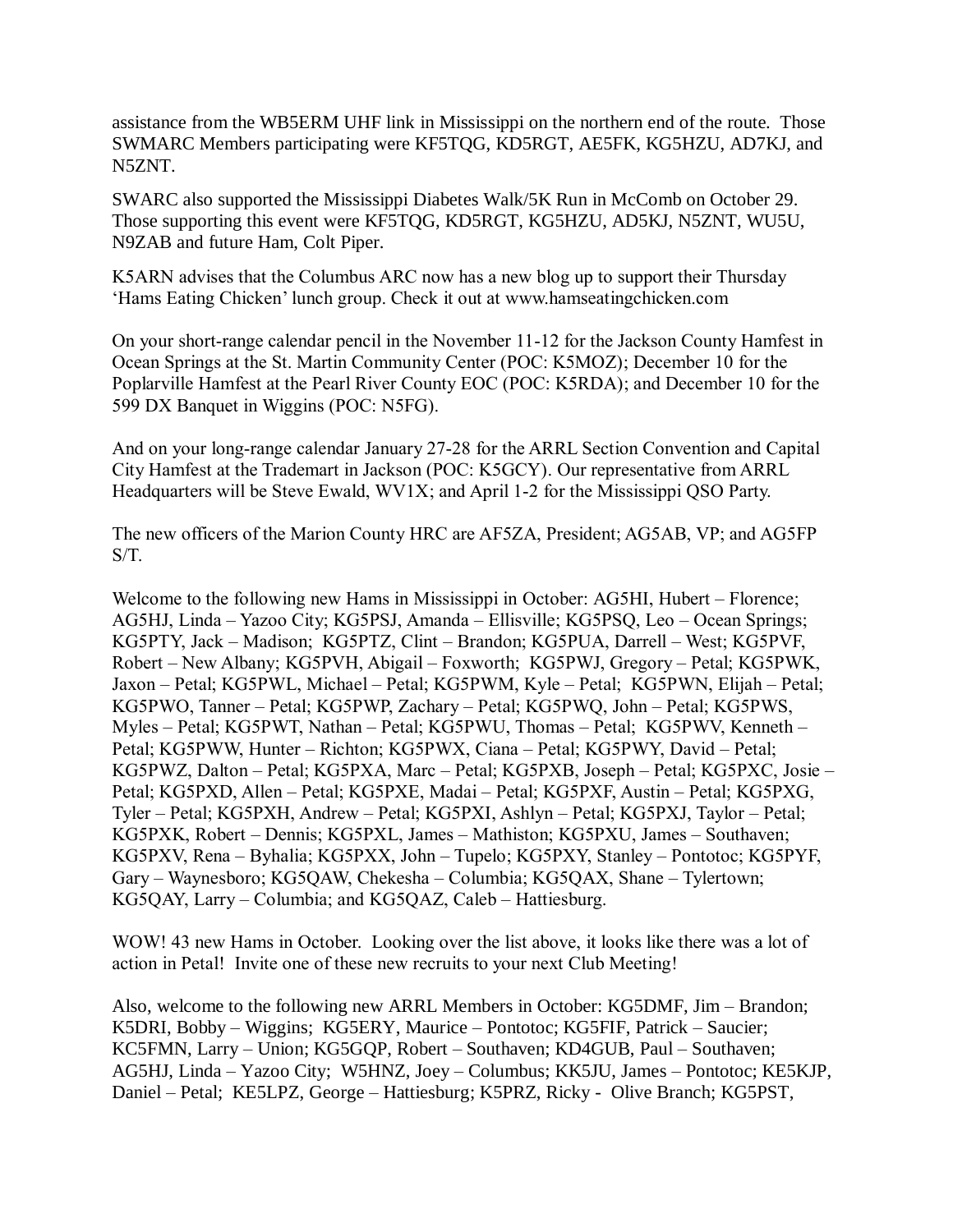assistance from the WB5ERM UHF link in Mississippi on the northern end of the route. Those SWMARC Members participating were KF5TQG, KD5RGT, AE5FK, KG5HZU, AD7KJ, and N5ZNT.

SWARC also supported the Mississippi Diabetes Walk/5K Run in McComb on October 29. Those supporting this event were KF5TQG, KD5RGT, KG5HZU, AD5KJ, N5ZNT, WU5U, N9ZAB and future Ham, Colt Piper.

K5ARN advises that the Columbus ARC now has a new blog up to support their Thursday 'Hams Eating Chicken' lunch group. Check it out at www.hamseatingchicken.com

On your short-range calendar pencil in the November 11-12 for the Jackson County Hamfest in Ocean Springs at the St. Martin Community Center (POC: K5MOZ); December 10 for the Poplarville Hamfest at the Pearl River County EOC (POC: K5RDA); and December 10 for the 599 DX Banquet in Wiggins (POC: N5FG).

And on your long-range calendar January 27-28 for the ARRL Section Convention and Capital City Hamfest at the Trademart in Jackson (POC: K5GCY). Our representative from ARRL Headquarters will be Steve Ewald, WV1X; and April 1-2 for the Mississippi QSO Party.

The new officers of the Marion County HRC are AF5ZA, President; AG5AB, VP; and AG5FP S/T.

Welcome to the following new Hams in Mississippi in October: AG5HI, Hubert – Florence; AG5HJ, Linda – Yazoo City; KG5PSJ, Amanda – Ellisville; KG5PSQ, Leo – Ocean Springs; KG5PTY, Jack – Madison; KG5PTZ, Clint – Brandon; KG5PUA, Darrell – West; KG5PVF, Robert – New Albany; KG5PVH, Abigail – Foxworth; KG5PWJ, Gregory – Petal; KG5PWK, Jaxon – Petal; KG5PWL, Michael – Petal; KG5PWM, Kyle – Petal; KG5PWN, Elijah – Petal; KG5PWO, Tanner – Petal; KG5PWP, Zachary – Petal; KG5PWQ, John – Petal; KG5PWS, Myles – Petal; KG5PWT, Nathan – Petal; KG5PWU, Thomas – Petal; KG5PWV, Kenneth – Petal; KG5PWW, Hunter – Richton; KG5PWX, Ciana – Petal; KG5PWY, David – Petal; KG5PWZ, Dalton – Petal; KG5PXA, Marc – Petal; KG5PXB, Joseph – Petal; KG5PXC, Josie – Petal; KG5PXD, Allen – Petal; KG5PXE, Madai – Petal; KG5PXF, Austin – Petal; KG5PXG, Tyler – Petal; KG5PXH, Andrew – Petal; KG5PXI, Ashlyn – Petal; KG5PXJ, Taylor – Petal; KG5PXK, Robert – Dennis; KG5PXL, James – Mathiston; KG5PXU, James – Southaven; KG5PXV, Rena – Byhalia; KG5PXX, John – Tupelo; KG5PXY, Stanley – Pontotoc; KG5PYF, Gary – Waynesboro; KG5QAW, Chekesha – Columbia; KG5QAX, Shane – Tylertown; KG5QAY, Larry – Columbia; and KG5QAZ, Caleb – Hattiesburg.

WOW! 43 new Hams in October. Looking over the list above, it looks like there was a lot of action in Petal! Invite one of these new recruits to your next Club Meeting!

Also, welcome to the following new ARRL Members in October: KG5DMF, Jim – Brandon; K5DRI, Bobby – Wiggins; KG5ERY, Maurice – Pontotoc; KG5FIF, Patrick – Saucier; KC5FMN, Larry – Union; KG5GQP, Robert – Southaven; KD4GUB, Paul – Southaven; AG5HJ, Linda – Yazoo City; W5HNZ, Joey – Columbus; KK5JU, James – Pontotoc; KE5KJP, Daniel – Petal; KE5LPZ, George – Hattiesburg; K5PRZ, Ricky - Olive Branch; KG5PST,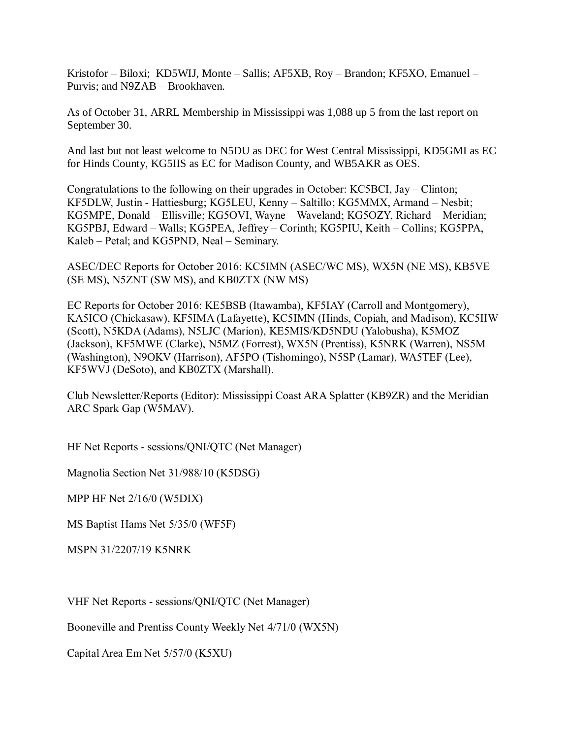Kristofor – Biloxi; KD5WIJ, Monte – Sallis; AF5XB, Roy – Brandon; KF5XO, Emanuel – Purvis; and N9ZAB – Brookhaven.

As of October 31, ARRL Membership in Mississippi was 1,088 up 5 from the last report on September 30.

And last but not least welcome to N5DU as DEC for West Central Mississippi, KD5GMI as EC for Hinds County, KG5IIS as EC for Madison County, and WB5AKR as OES.

Congratulations to the following on their upgrades in October: KC5BCI, Jay – Clinton; KF5DLW, Justin - Hattiesburg; KG5LEU, Kenny – Saltillo; KG5MMX, Armand – Nesbit; KG5MPE, Donald – Ellisville; KG5OVI, Wayne – Waveland; KG5OZY, Richard – Meridian; KG5PBJ, Edward – Walls; KG5PEA, Jeffrey – Corinth; KG5PIU, Keith – Collins; KG5PPA, Kaleb – Petal; and KG5PND, Neal – Seminary.

ASEC/DEC Reports for October 2016: KC5IMN (ASEC/WC MS), WX5N (NE MS), KB5VE (SE MS), N5ZNT (SW MS), and KB0ZTX (NW MS)

EC Reports for October 2016: KE5BSB (Itawamba), KF5IAY (Carroll and Montgomery), KA5ICO (Chickasaw), KF5IMA (Lafayette), KC5IMN (Hinds, Copiah, and Madison), KC5IIW (Scott), N5KDA (Adams), N5LJC (Marion), KE5MIS/KD5NDU (Yalobusha), K5MOZ (Jackson), KF5MWE (Clarke), N5MZ (Forrest), WX5N (Prentiss), K5NRK (Warren), NS5M (Washington), N9OKV (Harrison), AF5PO (Tishomingo), N5SP (Lamar), WA5TEF (Lee), KF5WVJ (DeSoto), and KB0ZTX (Marshall).

Club Newsletter/Reports (Editor): Mississippi Coast ARA Splatter (KB9ZR) and the Meridian ARC Spark Gap (W5MAV).

HF Net Reports - sessions/QNI/QTC (Net Manager)

Magnolia Section Net 31/988/10 (K5DSG)

MPP HF Net 2/16/0 (W5DIX)

MS Baptist Hams Net 5/35/0 (WF5F)

MSPN 31/2207/19 K5NRK

VHF Net Reports - sessions/QNI/QTC (Net Manager)

Booneville and Prentiss County Weekly Net 4/71/0 (WX5N)

Capital Area Em Net 5/57/0 (K5XU)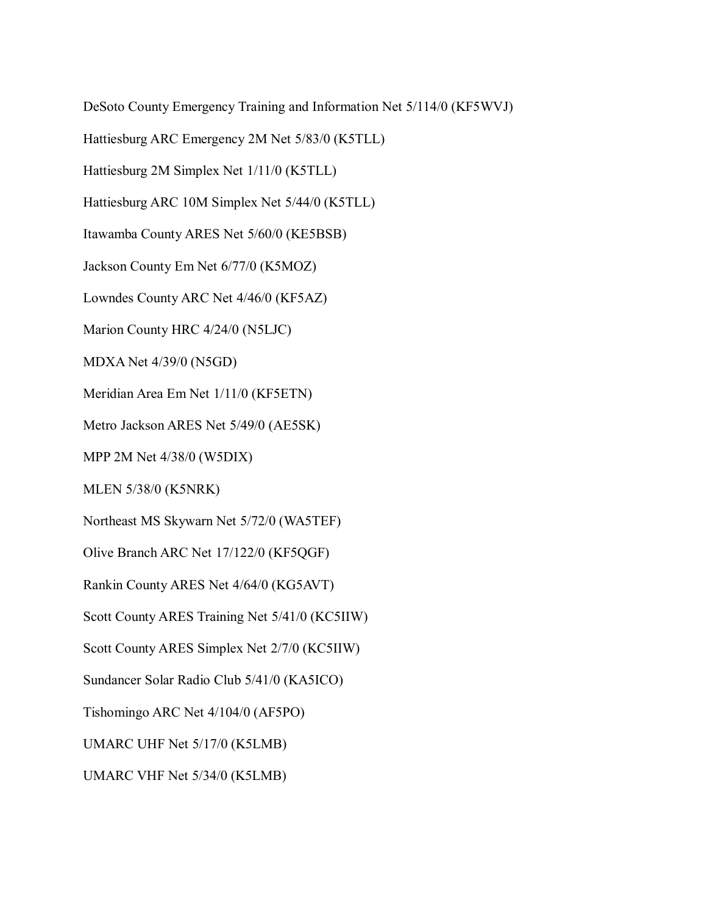DeSoto County Emergency Training and Information Net 5/114/0 (KF5WVJ)

Hattiesburg ARC Emergency 2M Net 5/83/0 (K5TLL)

Hattiesburg 2M Simplex Net 1/11/0 (K5TLL)

Hattiesburg ARC 10M Simplex Net 5/44/0 (K5TLL)

Itawamba County ARES Net 5/60/0 (KE5BSB)

Jackson County Em Net 6/77/0 (K5MOZ)

Lowndes County ARC Net 4/46/0 (KF5AZ)

Marion County HRC 4/24/0 (N5LJC)

MDXA Net 4/39/0 (N5GD)

Meridian Area Em Net 1/11/0 (KF5ETN)

Metro Jackson ARES Net 5/49/0 (AE5SK)

MPP 2M Net 4/38/0 (W5DIX)

MLEN 5/38/0 (K5NRK)

Northeast MS Skywarn Net 5/72/0 (WA5TEF)

Olive Branch ARC Net 17/122/0 (KF5QGF)

Rankin County ARES Net 4/64/0 (KG5AVT)

Scott County ARES Training Net 5/41/0 (KC5IIW)

Scott County ARES Simplex Net 2/7/0 (KC5IIW)

Sundancer Solar Radio Club 5/41/0 (KA5ICO)

Tishomingo ARC Net 4/104/0 (AF5PO)

UMARC UHF Net 5/17/0 (K5LMB)

UMARC VHF Net 5/34/0 (K5LMB)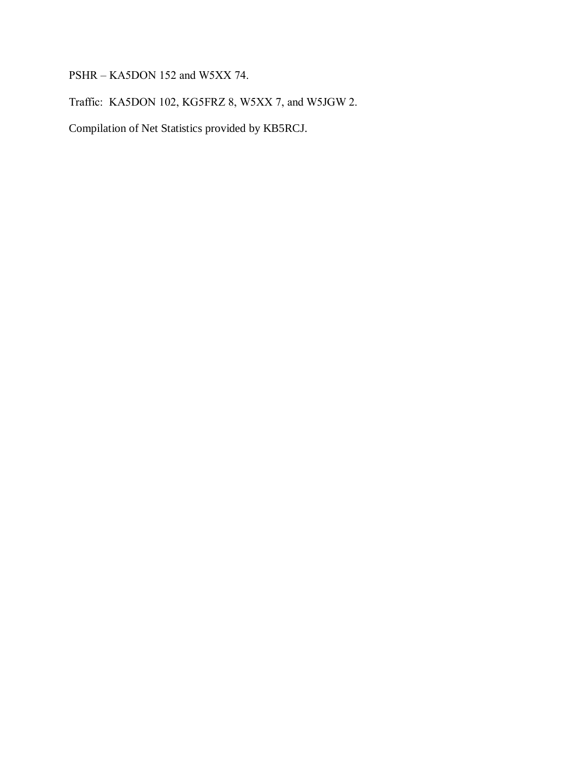PSHR – KA5DON 152 and W5XX 74.

Traffic: KA5DON 102, KG5FRZ 8, W5XX 7, and W5JGW 2.

Compilation of Net Statistics provided by KB5RCJ.